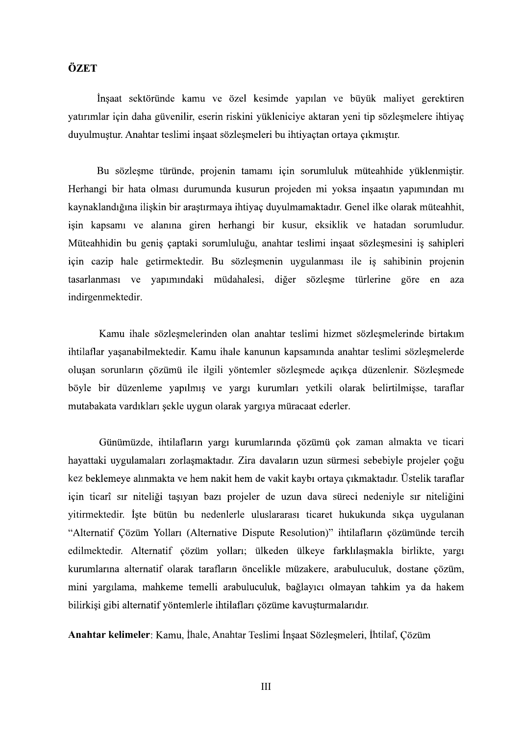# ÖZET

İnşaat sektöründe kamu ve özel kesimde yapılan ve büyük maliyet gerektiren yatırımlar için daha güvenilir, eserin riskini yükleniciye aktaran yeni tip sözleşmelere ihtiyaç duyulmuştur. Anahtar teslimi inşaat sözleşmeleri bu ihtiyaçtan ortaya çıkmıştır.

Bu sözleşme türünde, projenin tamamı için sorumluluk müteahhide yüklenmiştir. Herhangi bir hata olması durumunda kusurun projeden mi yoksa inşaatın yapımından mı kaynaklandığına ilişkin bir araştırmaya ihtiyaç duyulmamaktadır. Genel ilke olarak müteahhit, işin kapsamı ve alanına giren herhangi bir kusur, eksiklik ve hatadan sorumludur. Müteahhidin bu geniş çaptaki sorumluluğu, anahtar teslimi inşaat sözleşmesini iş sahipleri için cazip hale getirmektedir. Bu sözleşmenin uygulanması ile iş sahibinin projenin tasarlanması ve yapımındaki müdahalesi, diğer sözleşme türlerine göre en aza indirgenmektedir.

Kamu ihale sözleşmelerinden olan anahtar teslimi hizmet sözleşmelerinde birtakım ihtilaflar yaşanabilmektedir. Kamu ihale kanunun kapsamında anahtar teslimi sözleşmelerde oluşan sorunların çözümü ile ilgili yöntemler sözleşmede açıkça düzenlenir. Sözleşmede böyle bir düzenleme yapılmış ve yargı kurumları yetkili olarak belirtilmişse, taraflar mutabakata vardıkları şekle uygun olarak yargıya müracaat ederler.

Günümüzde, ihtilafların yargı kurumlarında çözümü çok zaman almakta ve ticari hayattaki uygulamaları zorlaşmaktadır. Zira davaların uzun sürmesi sebebiyle projeler çoğu kez beklemeye alınmakta ve hem nakit hem de vakit kaybı ortaya çıkmaktadır. Üstelik taraflar için ticarî sır niteliği taşıyan bazı projeler de uzun dava süreci nedeniyle sır niteliğini yitirmektedir. İşte bütün bu nedenlerle uluslararası ticaret hukukunda sıkça uygulanan "Alternatif Çözüm Yolları (Alternative Dispute Resolution)" ihtilafların çözümünde tercih edilmektedir. Alternatif çözüm yolları; ülkeden ülkeye farklılaşmakla birlikte, yargı kurumlarına alternatif olarak tarafların öncelikle müzakere, arabuluculuk, dostane çözüm, mini yargılama, mahkeme temelli arabuluculuk, bağlayıcı olmayan tahkim ya da hakem bilirkişi gibi alternatif yöntemlerle ihtilafları çözüme kavuşturmalarıdır.

**Anahtar kelimeler**: Kamu, İhale, Anahtar Teslimi İnşaat Sözleşmeleri, İhtilaf, Çözüm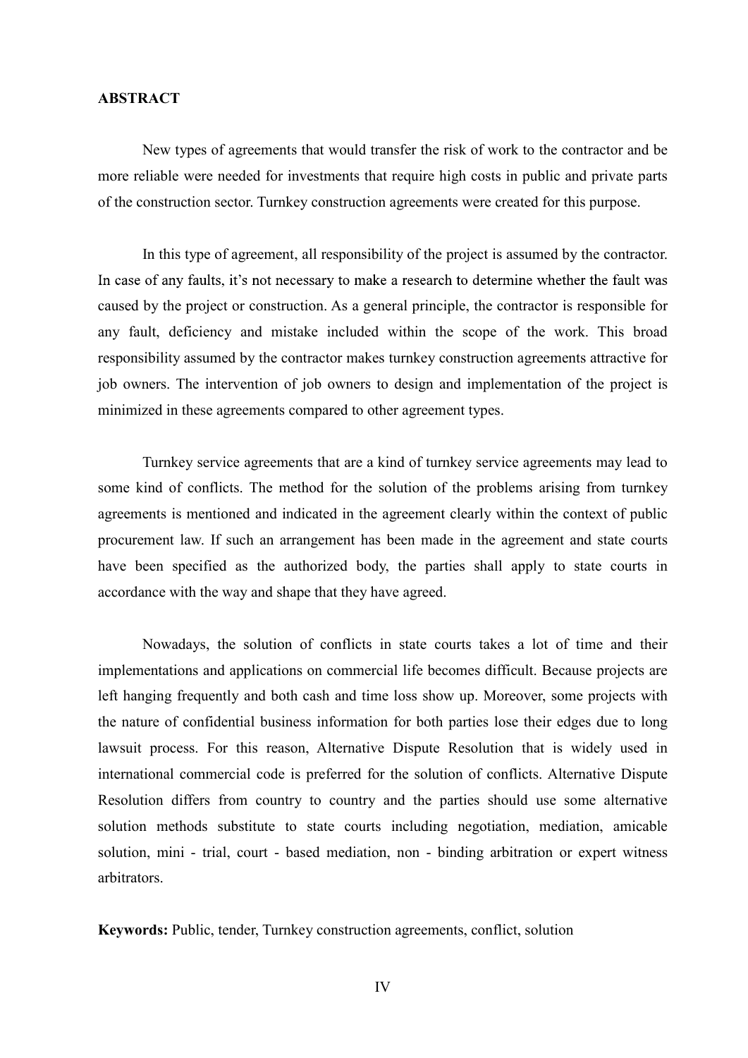## ABSTRACT

New types of agreements that would transfer the risk of work to the contractor and be more reliable were needed for investments that require high costs in public and private parts of the construction sector. Turnkey construction agreements were created for this purpose.

In this type of agreement, all responsibility of the project is assumed by the contractor. In case of any faults, it's not necessary to make a research to determine whether the fault was caused by the project or construction. As a general principle, the contractor is responsible for any fault, deficiency and mistake included within the scope of the work. This broad responsibility assumed by the contractor makes turnkey construction agreements attractive for job owners. The intervention of job owners to design and implementation of the project is minimized in these agreements compared to other agreement types.

Turnkey service agreements that are a kind of turnkey service agreements may lead to some kind of conflicts. The method for the solution of the problems arising from turnkey agreements is mentioned and indicated in the agreement clearly within the context of public procurement law. If such an arrangement has been made in the agreement and state courts have been specified as the authorized body, the parties shall apply to state courts in accordance with the way and shape that they have agreed.

Nowadays, the solution of conflicts in state courts takes a lot of time and their implementations and applications on commercial life becomes difficult. Because projects are left hanging frequently and both cash and time loss show up. Moreover, some projects with the nature of confidential business information for both parties lose their edges due to long lawsuit process. For this reason, Alternative Dispute Resolution that is widely used in international commercial code is preferred for the solution of conflicts. Alternative Dispute Resolution differs from country to country and the parties should use some alternative solution methods substitute to state courts including negotiation, mediation, amicable solution, mini - trial, court - based mediation, non - binding arbitration or expert witness arbitrators.

**Keywords:** Public, tender, Turnkey construction agreements, conflict, solution